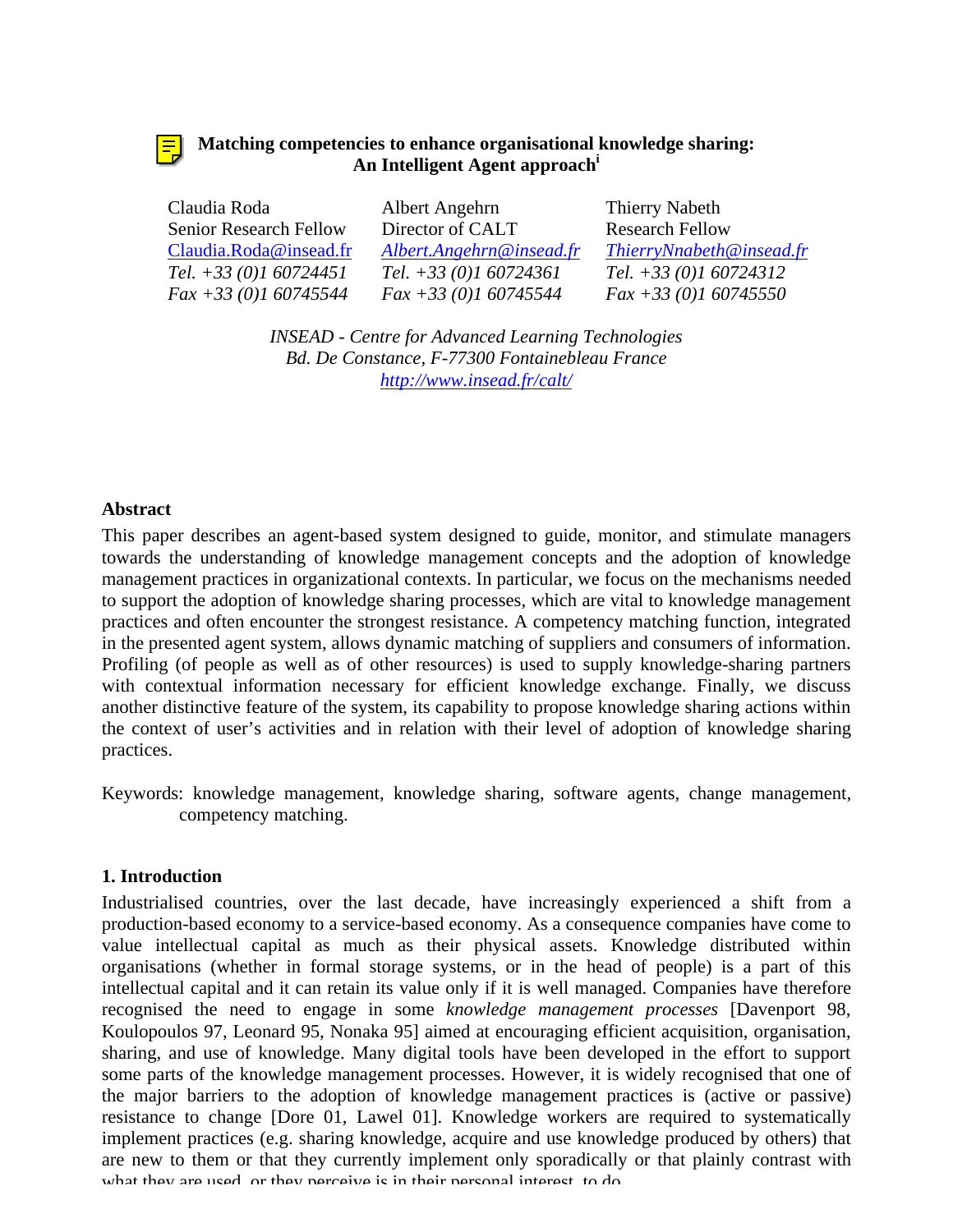# Matching competencies to enhance organisational knowledge sharing: An Intelligent Agent approach[i]

Claudia Roda
Senior Research Fellow
Claudia.Roda@insead.fr
*Tel. +33 (0)1 60724451*
*Fax +33 (0)1 60745544*

Albert Angehrn
Director of CALT
*Albert.Angehrn@insead.fr*
*Tel. +33 (0)1 60724361*
*Fax +33 (0)1 60745544*

Thierry Nabeth
Research Fellow
*ThierryNnabeth@insead.fr*
*Tel. +33 (0)1 60724312*
*Fax +33 (0)1 60745550*

*INSEAD - Centre for Advanced Learning Technologies*
*Bd. De Constance, F-77300 Fontainebleau France*
*http://www.insead.fr/calt/*

## Abstract

This paper describes an agent-based system designed to guide, monitor, and stimulate managers towards the understanding of knowledge management concepts and the adoption of knowledge management practices in organizational contexts. In particular, we focus on the mechanisms needed to support the adoption of knowledge sharing processes, which are vital to knowledge management practices and often encounter the strongest resistance. A competency matching function, integrated in the presented agent system, allows dynamic matching of suppliers and consumers of information. Profiling (of people as well as of other resources) is used to supply knowledge-sharing partners with contextual information necessary for efficient knowledge exchange. Finally, we discuss another distinctive feature of the system, its capability to propose knowledge sharing actions within the context of user's activities and in relation with their level of adoption of knowledge sharing practices.

Keywords: knowledge management, knowledge sharing, software agents, change management, competency matching.

## 1. Introduction

Industrialised countries, over the last decade, have increasingly experienced a shift from a production-based economy to a service-based economy. As a consequence companies have come to value intellectual capital as much as their physical assets. Knowledge distributed within organisations (whether in formal storage systems, or in the head of people) is a part of this intellectual capital and it can retain its value only if it is well managed. Companies have therefore recognised the need to engage in some *knowledge management processes* [Davenport 98, Koulopoulos 97, Leonard 95, Nonaka 95] aimed at encouraging efficient acquisition, organisation, sharing, and use of knowledge. Many digital tools have been developed in the effort to support some parts of the knowledge management processes. However, it is widely recognised that one of the major barriers to the adoption of knowledge management practices is (active or passive) resistance to change [Dore 01, Lawel 01]. Knowledge workers are required to systematically implement practices (e.g. sharing knowledge, acquire and use knowledge produced by others) that are new to them or that they currently implement only sporadically or that plainly contrast with what they are used, or they perceive is in their personal interest, to do.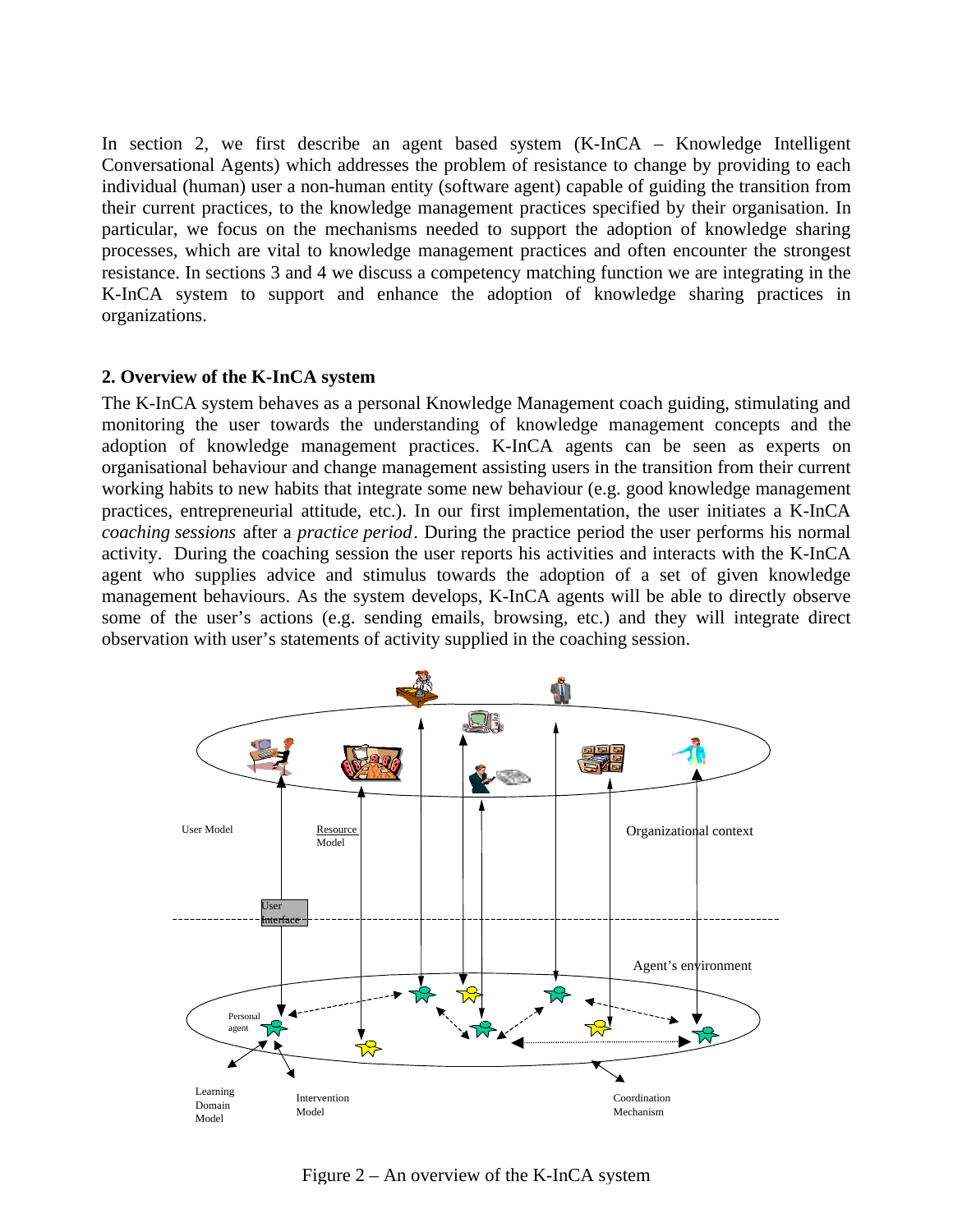In section 2, we first describe an agent based system (K-InCA – Knowledge Intelligent Conversational Agents) which addresses the problem of resistance to change by providing to each individual (human) user a non-human entity (software agent) capable of guiding the transition from their current practices, to the knowledge management practices specified by their organisation. In particular, we focus on the mechanisms needed to support the adoption of knowledge sharing processes, which are vital to knowledge management practices and often encounter the strongest resistance. In sections 3 and 4 we discuss a competency matching function we are integrating in the K-InCA system to support and enhance the adoption of knowledge sharing practices in organizations.

## 2. Overview of the K-InCA system

The K-InCA system behaves as a personal Knowledge Management coach guiding, stimulating and monitoring the user towards the understanding of knowledge management concepts and the adoption of knowledge management practices. K-InCA agents can be seen as experts on organisational behaviour and change management assisting users in the transition from their current working habits to new habits that integrate some new behaviour (e.g. good knowledge management practices, entrepreneurial attitude, etc.). In our first implementation, the user initiates a K-InCA *coaching sessions* after a *practice period*. During the practice period the user performs his normal activity. During the coaching session the user reports his activities and interacts with the K-InCA agent who supplies advice and stimulus towards the adoption of a set of given knowledge management behaviours. As the system develops, K-InCA agents will be able to directly observe some of the user's actions (e.g. sending emails, browsing, etc.) and they will integrate direct observation with user's statements of activity supplied in the coaching session.

Figure 2 – An overview of the K-InCA system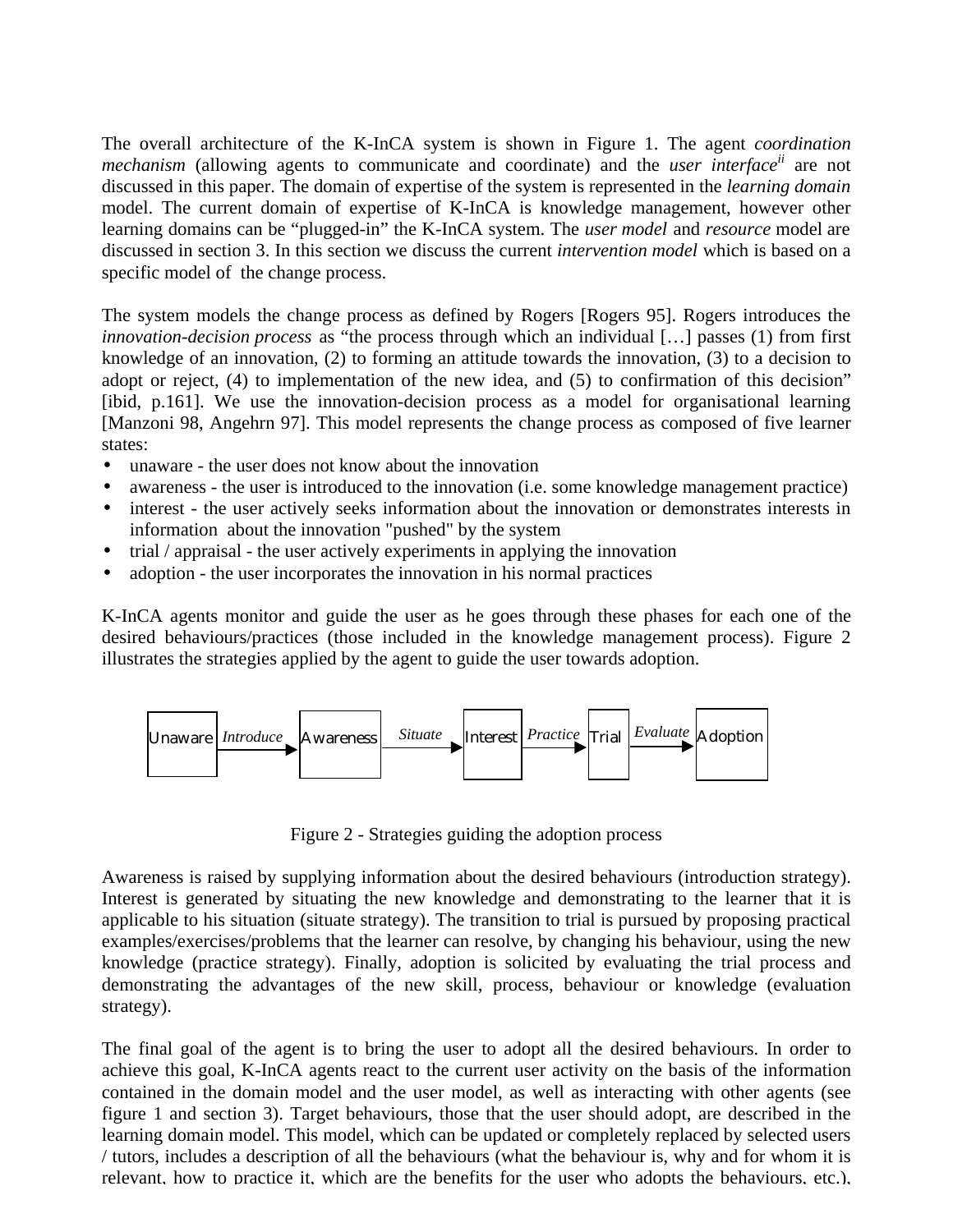The overall architecture of the K-InCA system is shown in Figure 1. The agent *coordination mechanism* (allowing agents to communicate and coordinate) and the *user interface*[ii] are not discussed in this paper. The domain of expertise of the system is represented in the *learning domain* model. The current domain of expertise of K-InCA is knowledge management, however other learning domains can be "plugged-in" the K-InCA system. The *user model* and *resource* model are discussed in section 3. In this section we discuss the current *intervention model* which is based on a specific model of the change process.

The system models the change process as defined by Rogers [Rogers 95]. Rogers introduces the *innovation-decision process* as "the process through which an individual […] passes (1) from first knowledge of an innovation, (2) to forming an attitude towards the innovation, (3) to a decision to adopt or reject, (4) to implementation of the new idea, and (5) to confirmation of this decision" [ibid, p.161]. We use the innovation-decision process as a model for organisational learning [Manzoni 98, Angehrn 97]. This model represents the change process as composed of five learner states:

- unaware - the user does not know about the innovation
- awareness - the user is introduced to the innovation (i.e. some knowledge management practice)
- interest - the user actively seeks information about the innovation or demonstrates interests in information about the innovation "pushed" by the system
- trial / appraisal - the user actively experiments in applying the innovation
- adoption - the user incorporates the innovation in his normal practices

K-InCA agents monitor and guide the user as he goes through these phases for each one of the desired behaviours/practices (those included in the knowledge management process). Figure 2 illustrates the strategies applied by the agent to guide the user towards adoption.

Unaware → *Introduce* → Awareness → *Situate* → Interest → *Practice* → Trial → *Evaluate* → Adoption

Figure 2 - Strategies guiding the adoption process

Awareness is raised by supplying information about the desired behaviours (introduction strategy). Interest is generated by situating the new knowledge and demonstrating to the learner that it is applicable to his situation (situate strategy). The transition to trial is pursued by proposing practical examples/exercises/problems that the learner can resolve, by changing his behaviour, using the new knowledge (practice strategy). Finally, adoption is solicited by evaluating the trial process and demonstrating the advantages of the new skill, process, behaviour or knowledge (evaluation strategy).

The final goal of the agent is to bring the user to adopt all the desired behaviours. In order to achieve this goal, K-InCA agents react to the current user activity on the basis of the information contained in the domain model and the user model, as well as interacting with other agents (see figure 1 and section 3). Target behaviours, those that the user should adopt, are described in the learning domain model. This model, which can be updated or completely replaced by selected users / tutors, includes a description of all the behaviours (what the behaviour is, why and for whom it is relevant, how to practice it, which are the benefits for the user who adopts the behaviours, etc.),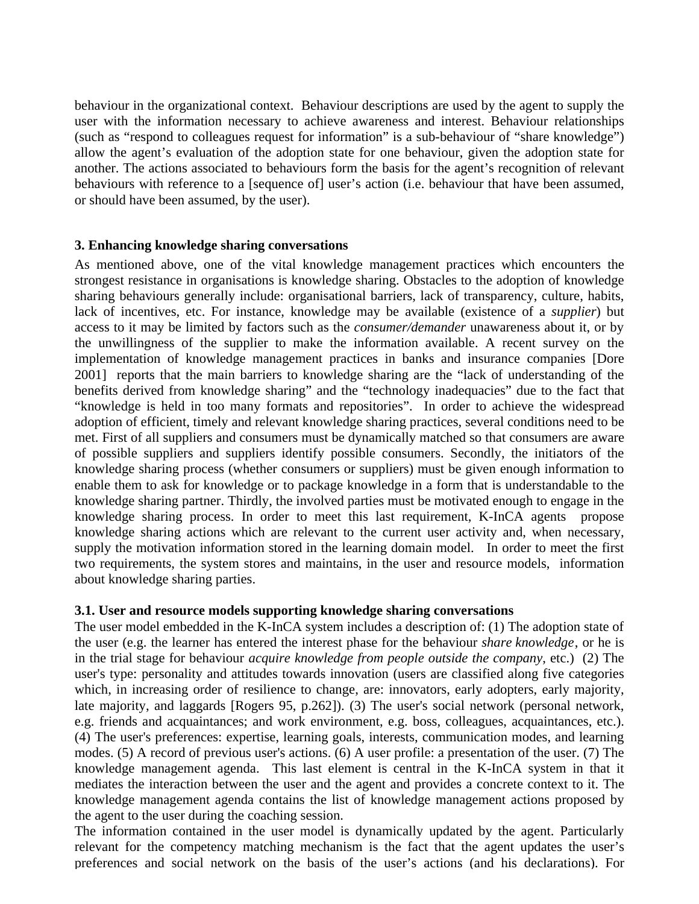behaviour in the organizational context. Behaviour descriptions are used by the agent to supply the user with the information necessary to achieve awareness and interest. Behaviour relationships (such as "respond to colleagues request for information" is a sub-behaviour of "share knowledge") allow the agent's evaluation of the adoption state for one behaviour, given the adoption state for another. The actions associated to behaviours form the basis for the agent's recognition of relevant behaviours with reference to a [sequence of] user's action (i.e. behaviour that have been assumed, or should have been assumed, by the user).

### 3. Enhancing knowledge sharing conversations

As mentioned above, one of the vital knowledge management practices which encounters the strongest resistance in organisations is knowledge sharing. Obstacles to the adoption of knowledge sharing behaviours generally include: organisational barriers, lack of transparency, culture, habits, lack of incentives, etc. For instance, knowledge may be available (existence of a *supplier*) but access to it may be limited by factors such as the *consumer/demander* unawareness about it, or by the unwillingness of the supplier to make the information available. A recent survey on the implementation of knowledge management practices in banks and insurance companies [Dore 2001] reports that the main barriers to knowledge sharing are the "lack of understanding of the benefits derived from knowledge sharing" and the "technology inadequacies" due to the fact that "knowledge is held in too many formats and repositories". In order to achieve the widespread adoption of efficient, timely and relevant knowledge sharing practices, several conditions need to be met. First of all suppliers and consumers must be dynamically matched so that consumers are aware of possible suppliers and suppliers identify possible consumers. Secondly, the initiators of the knowledge sharing process (whether consumers or suppliers) must be given enough information to enable them to ask for knowledge or to package knowledge in a form that is understandable to the knowledge sharing partner. Thirdly, the involved parties must be motivated enough to engage in the knowledge sharing process. In order to meet this last requirement, K-InCA agents propose knowledge sharing actions which are relevant to the current user activity and, when necessary, supply the motivation information stored in the learning domain model. In order to meet the first two requirements, the system stores and maintains, in the user and resource models, information about knowledge sharing parties.

#### 3.1. User and resource models supporting knowledge sharing conversations

The user model embedded in the K-InCA system includes a description of: (1) The adoption state of the user (e.g. the learner has entered the interest phase for the behaviour *share knowledge*, or he is in the trial stage for behaviour *acquire knowledge from people outside the company*, etc.) (2) The user's type: personality and attitudes towards innovation (users are classified along five categories which, in increasing order of resilience to change, are: innovators, early adopters, early majority, late majority, and laggards [Rogers 95, p.262]). (3) The user's social network (personal network, e.g. friends and acquaintances; and work environment, e.g. boss, colleagues, acquaintances, etc.). (4) The user's preferences: expertise, learning goals, interests, communication modes, and learning modes. (5) A record of previous user's actions. (6) A user profile: a presentation of the user. (7) The knowledge management agenda. This last element is central in the K-InCA system in that it mediates the interaction between the user and the agent and provides a concrete context to it. The knowledge management agenda contains the list of knowledge management actions proposed by the agent to the user during the coaching session.

The information contained in the user model is dynamically updated by the agent. Particularly relevant for the competency matching mechanism is the fact that the agent updates the user's preferences and social network on the basis of the user's actions (and his declarations). For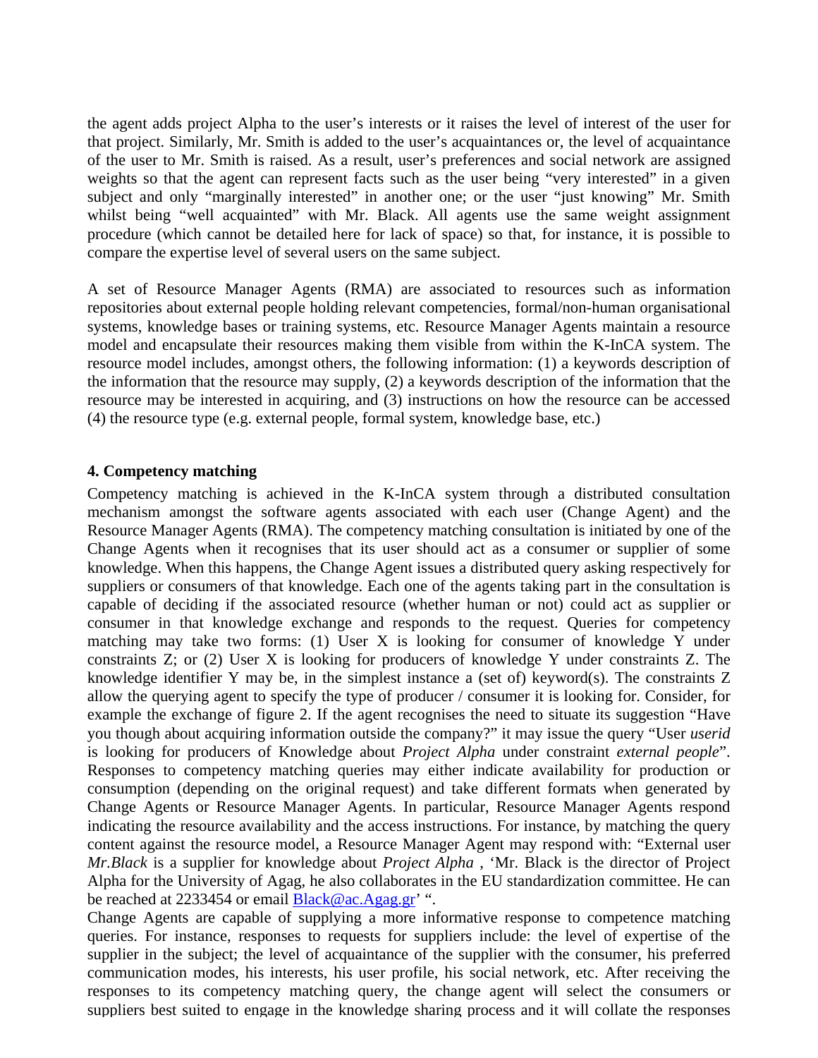the agent adds project Alpha to the user's interests or it raises the level of interest of the user for that project. Similarly, Mr. Smith is added to the user's acquaintances or, the level of acquaintance of the user to Mr. Smith is raised. As a result, user's preferences and social network are assigned weights so that the agent can represent facts such as the user being "very interested" in a given subject and only "marginally interested" in another one; or the user "just knowing" Mr. Smith whilst being "well acquainted" with Mr. Black. All agents use the same weight assignment procedure (which cannot be detailed here for lack of space) so that, for instance, it is possible to compare the expertise level of several users on the same subject.

A set of Resource Manager Agents (RMA) are associated to resources such as information repositories about external people holding relevant competencies, formal/non-human organisational systems, knowledge bases or training systems, etc. Resource Manager Agents maintain a resource model and encapsulate their resources making them visible from within the K-InCA system. The resource model includes, amongst others, the following information: (1) a keywords description of the information that the resource may supply, (2) a keywords description of the information that the resource may be interested in acquiring, and (3) instructions on how the resource can be accessed (4) the resource type (e.g. external people, formal system, knowledge base, etc.)

**4. Competency matching**

Competency matching is achieved in the K-InCA system through a distributed consultation mechanism amongst the software agents associated with each user (Change Agent) and the Resource Manager Agents (RMA). The competency matching consultation is initiated by one of the Change Agents when it recognises that its user should act as a consumer or supplier of some knowledge. When this happens, the Change Agent issues a distributed query asking respectively for suppliers or consumers of that knowledge. Each one of the agents taking part in the consultation is capable of deciding if the associated resource (whether human or not) could act as supplier or consumer in that knowledge exchange and responds to the request. Queries for competency matching may take two forms: (1) User X is looking for consumer of knowledge Y under constraints Z; or (2) User X is looking for producers of knowledge Y under constraints Z. The knowledge identifier Y may be, in the simplest instance a (set of) keyword(s). The constraints Z allow the querying agent to specify the type of producer / consumer it is looking for. Consider, for example the exchange of figure 2. If the agent recognises the need to situate its suggestion "Have you though about acquiring information outside the company?" it may issue the query "User *userid* is looking for producers of Knowledge about *Project Alpha* under constraint *external people*". Responses to competency matching queries may either indicate availability for production or consumption (depending on the original request) and take different formats when generated by Change Agents or Resource Manager Agents. In particular, Resource Manager Agents respond indicating the resource availability and the access instructions. For instance, by matching the query content against the resource model, a Resource Manager Agent may respond with: "External user *Mr.Black* is a supplier for knowledge about *Project Alpha* , 'Mr. Black is the director of Project Alpha for the University of Agag, he also collaborates in the EU standardization committee. He can be reached at 2233454 or email Black@ac.Agag.gr' ".

Change Agents are capable of supplying a more informative response to competence matching queries. For instance, responses to requests for suppliers include: the level of expertise of the supplier in the subject; the level of acquaintance of the supplier with the consumer, his preferred communication modes, his interests, his user profile, his social network, etc. After receiving the responses to its competency matching query, the change agent will select the consumers or suppliers best suited to engage in the knowledge sharing process and it will collate the responses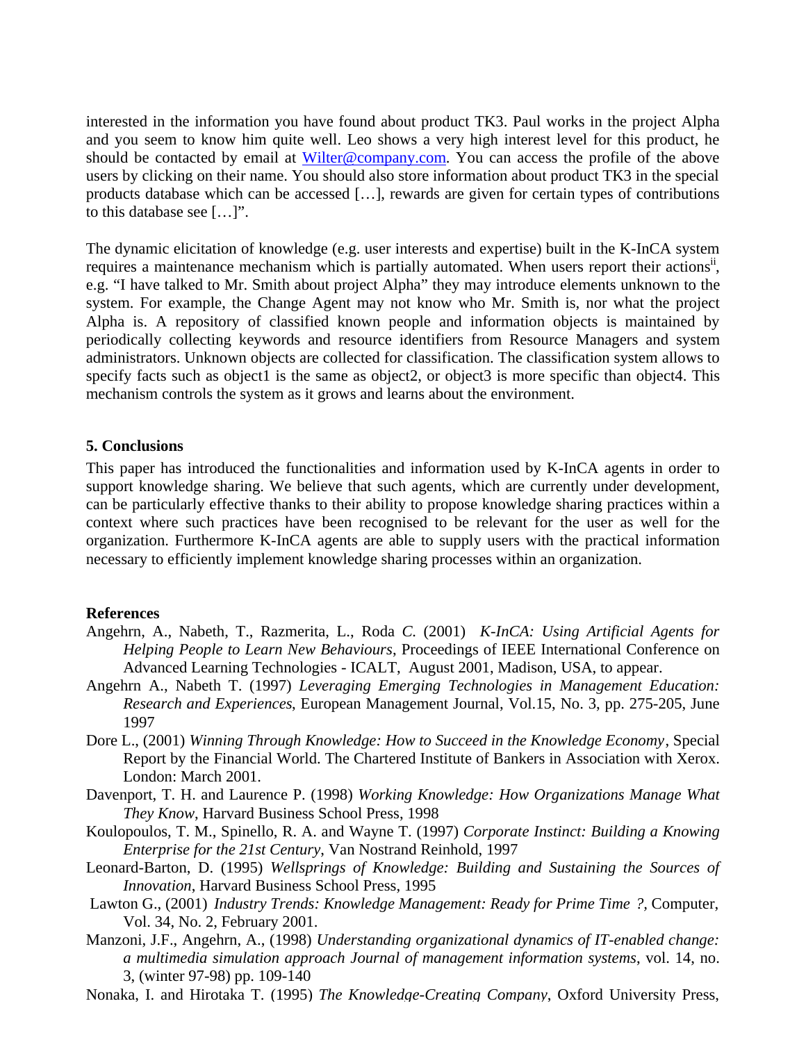interested in the information you have found about product TK3. Paul works in the project Alpha and you seem to know him quite well. Leo shows a very high interest level for this product, he should be contacted by email at Wilter@company.com. You can access the profile of the above users by clicking on their name. You should also store information about product TK3 in the special products database which can be accessed […], rewards are given for certain types of contributions to this database see […]".

The dynamic elicitation of knowledge (e.g. user interests and expertise) built in the K-InCA system requires a maintenance mechanism which is partially automated. When users report their actions[ii], e.g. "I have talked to Mr. Smith about project Alpha" they may introduce elements unknown to the system. For example, the Change Agent may not know who Mr. Smith is, nor what the project Alpha is. A repository of classified known people and information objects is maintained by periodically collecting keywords and resource identifiers from Resource Managers and system administrators. Unknown objects are collected for classification. The classification system allows to specify facts such as object1 is the same as object2, or object3 is more specific than object4. This mechanism controls the system as it grows and learns about the environment.

## 5. Conclusions

This paper has introduced the functionalities and information used by K-InCA agents in order to support knowledge sharing. We believe that such agents, which are currently under development, can be particularly effective thanks to their ability to propose knowledge sharing practices within a context where such practices have been recognised to be relevant for the user as well for the organization. Furthermore K-InCA agents are able to supply users with the practical information necessary to efficiently implement knowledge sharing processes within an organization.

## References

Angehrn, A., Nabeth, T., Razmerita, L., Roda *C.* (2001) *K-InCA: Using Artificial Agents for Helping People to Learn New Behaviours*, Proceedings of IEEE International Conference on Advanced Learning Technologies - ICALT, August 2001, Madison, USA, to appear.

Angehrn A., Nabeth T. (1997) *Leveraging Emerging Technologies in Management Education: Research and Experiences*, European Management Journal, Vol.15, No. 3, pp. 275-205, June 1997

Dore L., (2001) *Winning Through Knowledge: How to Succeed in the Knowledge Economy*, Special Report by the Financial World. The Chartered Institute of Bankers in Association with Xerox. London: March 2001.

Davenport, T. H. and Laurence P. (1998) *Working Knowledge: How Organizations Manage What They Know*, Harvard Business School Press, 1998

Koulopoulos, T. M., Spinello, R. A. and Wayne T. (1997) *Corporate Instinct: Building a Knowing Enterprise for the 21st Century*, Van Nostrand Reinhold, 1997

Leonard-Barton, D. (1995) *Wellsprings of Knowledge: Building and Sustaining the Sources of Innovation*, Harvard Business School Press, 1995

Lawton G., (2001) *Industry Trends: Knowledge Management: Ready for Prime Time ?,* Computer, Vol. 34, No. 2, February 2001.

Manzoni, J.F., Angehrn, A., (1998) *Understanding organizational dynamics of IT-enabled change: a multimedia simulation approach Journal of management information systems*, vol. 14, no. 3, (winter 97-98) pp. 109-140

Nonaka, I. and Hirotaka T. (1995) *The Knowledge-Creating Company*, Oxford University Press,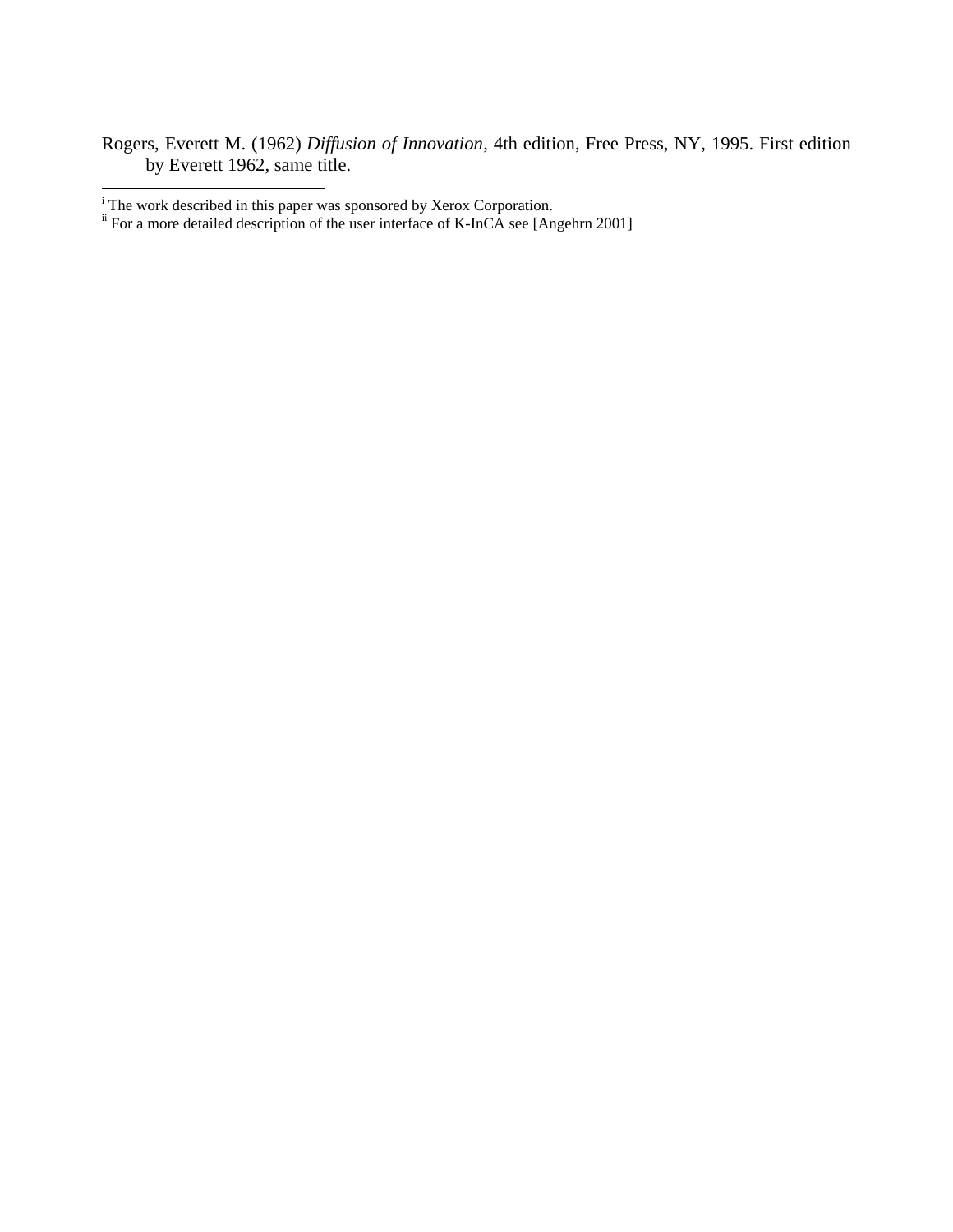Rogers, Everett M. (1962) *Diffusion of Innovation*, 4th edition, Free Press, NY, 1995. First edition by Everett 1962, same title.

---

[i] The work described in this paper was sponsored by Xerox Corporation.

[ii] For a more detailed description of the user interface of K-InCA see [Angehrn 2001]